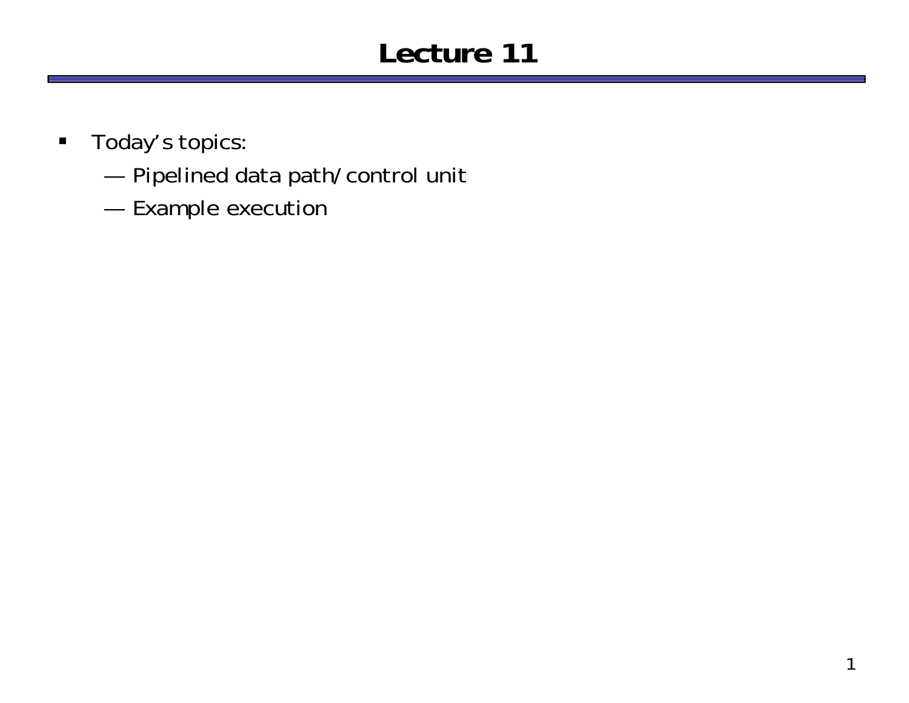# Lecture 11

- Today's topics:
  - Pipelined data path/control unit
  - Example execution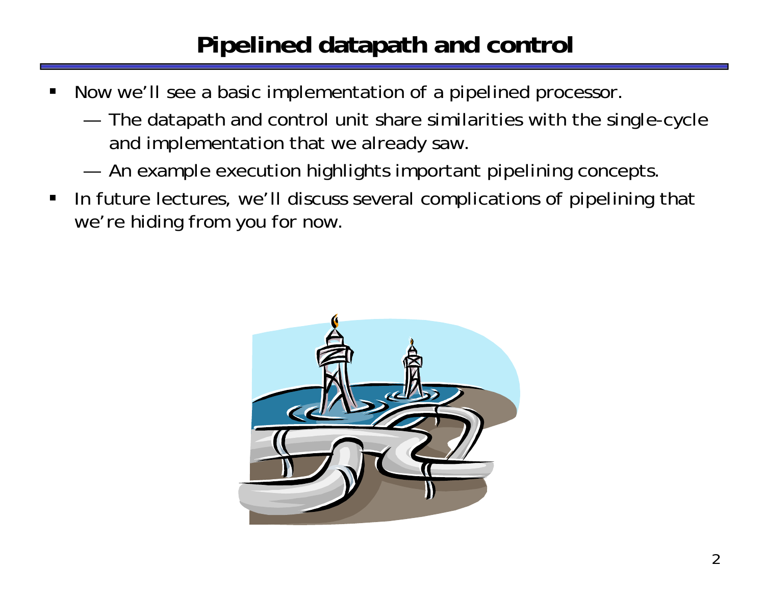# Pipelined datapath and control

- Now we'll see a basic implementation of a pipelined processor.
  - The datapath and control unit share similarities with the single-cycle and implementation that we already saw.
  - An example execution highlights important pipelining concepts.
- In future lectures, we'll discuss several complications of pipelining that we're hiding from you for now.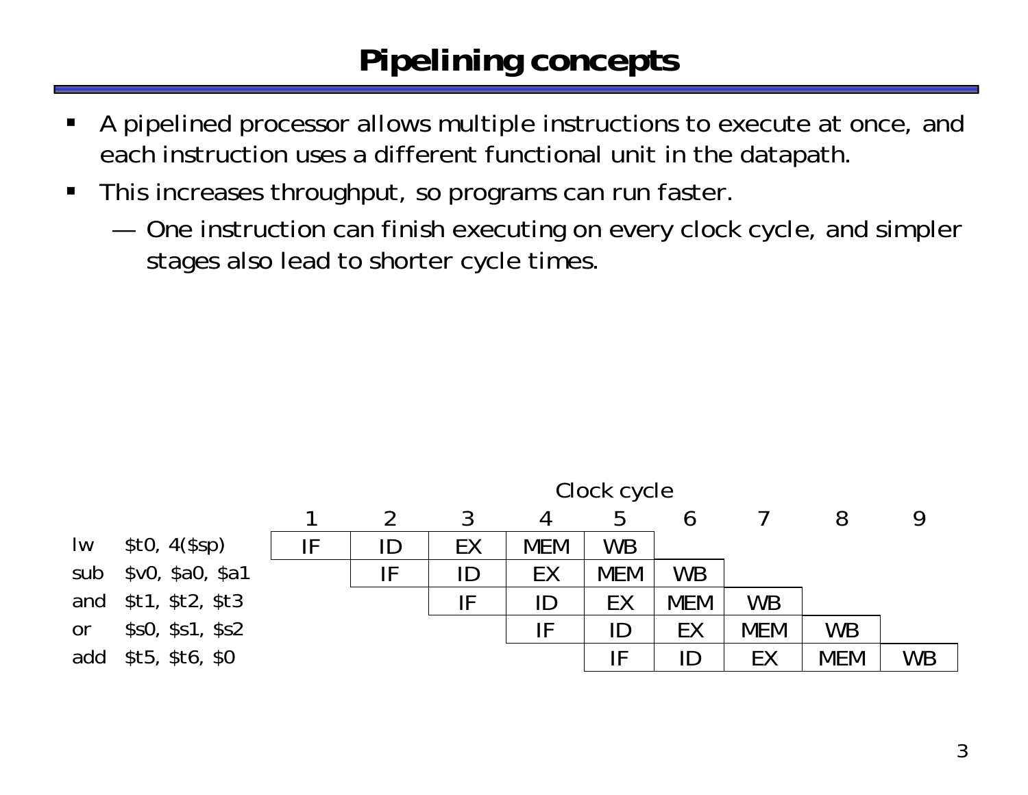# Pipelining concepts

- A pipelined processor allows multiple instructions to execute at once, and each instruction uses a different functional unit in the datapath.
- This increases throughput, so programs can run faster.
  - One instruction can finish executing on every clock cycle, and simpler stages also lead to shorter cycle times.

Clock cycle

| | 1 | 2 | 3 | 4 | 5 | 6 | 7 | 8 | 9 |
|---|---|---|---|---|---|---|---|---|---|
| lw $t0, 4($sp) | IF | ID | EX | MEM | WB | | | | |
| sub $v0, $a0, $a1 | | IF | ID | EX | MEM | WB | | | |
| and $t1, $t2, $t3 | | | IF | ID | EX | MEM | WB | | |
| or $s0, $s1, $s2 | | | | IF | ID | EX | MEM | WB | |
| add $t5, $t6, $0 | | | | | IF | ID | EX | MEM | WB |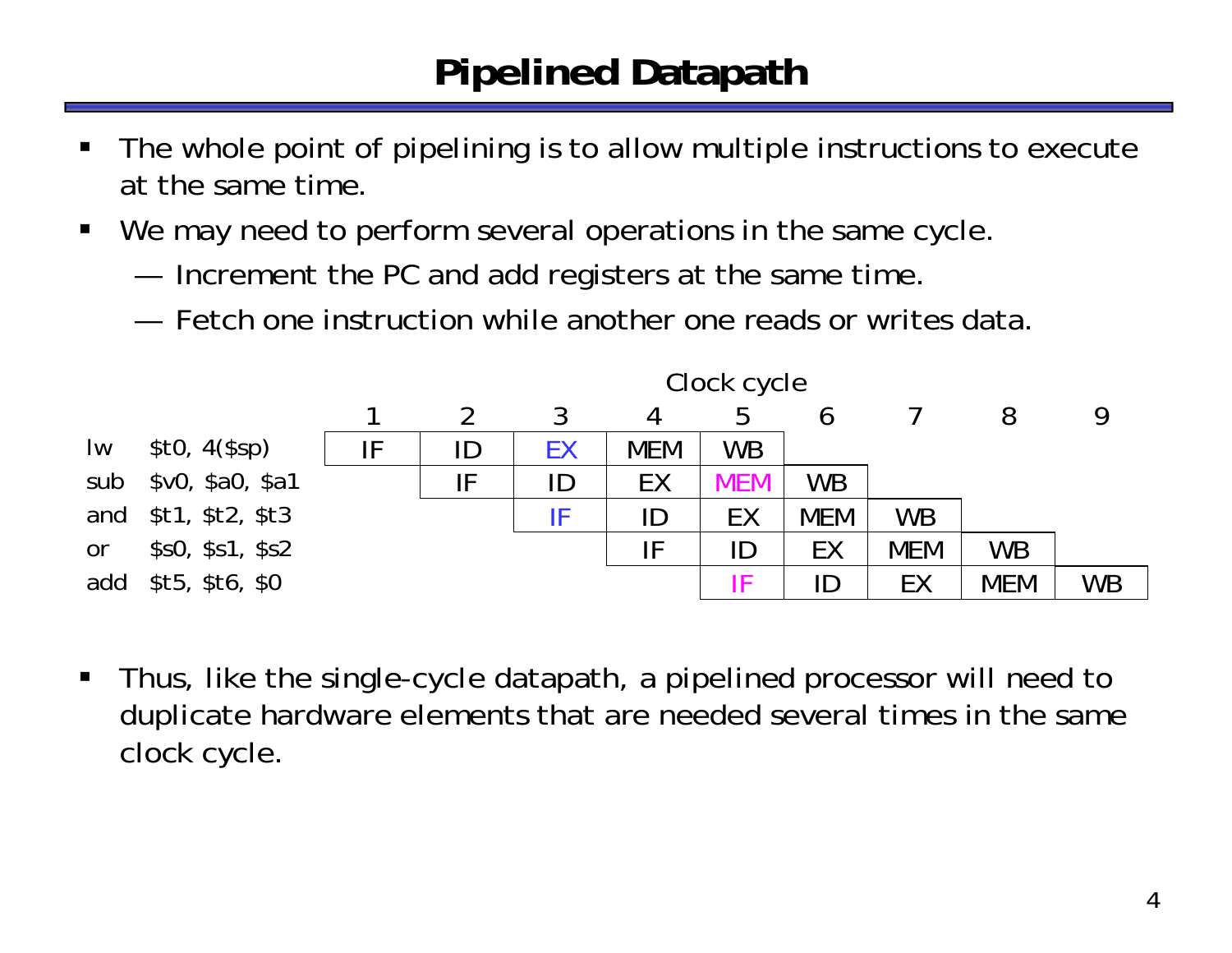# Pipelined Datapath

- The whole point of pipelining is to allow multiple instructions to execute at the same time.
- We may need to perform several operations in the same cycle.
  - Increment the PC and add registers at the same time.
  - Fetch one instruction while another one reads or writes data.

Clock cycle

| | | 1 | 2 | 3 | 4 | 5 | 6 | 7 | 8 | 9 |
|---|---|---|---|---|---|---|---|---|---|---|
| lw | $t0, 4($sp) | IF | ID | EX | MEM | WB | | | | |
| sub | $v0, $a0, $a1 | | IF | ID | EX | MEM | WB | | | |
| and | $t1, $t2, $t3 | | | IF | ID | EX | MEM | WB | | |
| or | $s0, $s1, $s2 | | | | IF | ID | EX | MEM | WB | |
| add | $t5, $t6, $0 | | | | | IF | ID | EX | MEM | WB |

- Thus, like the single-cycle datapath, a pipelined processor will need to duplicate hardware elements that are needed several times in the same clock cycle.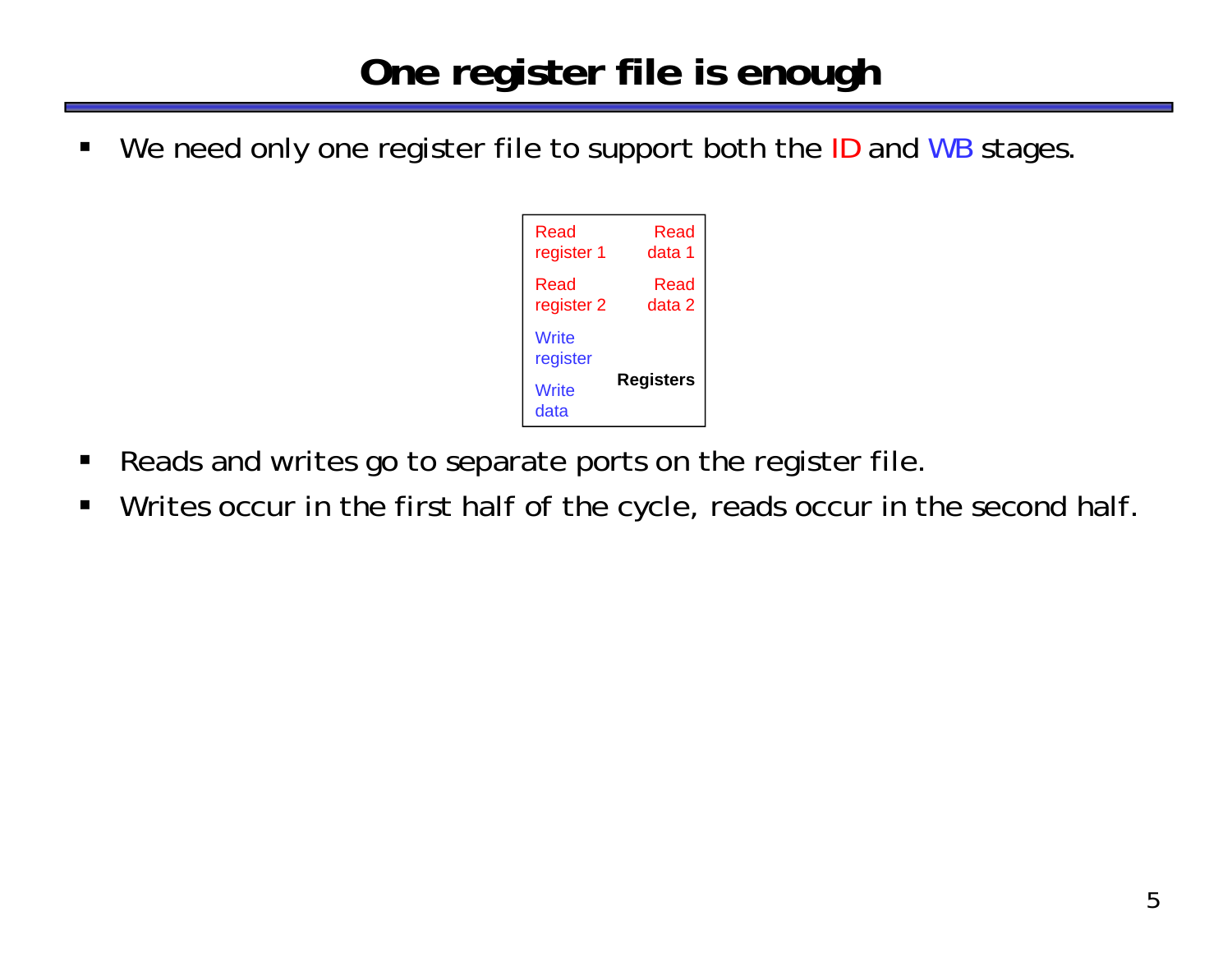# One register file is enough

- We need only one register file to support both the ID and WB stages.

| Read register 1 | Read data 1 |
| --- | --- |
| Read register 2 | Read data 2 |
| Write register | |
| Write data | **Registers** |

- Reads and writes go to separate ports on the register file.
- Writes occur in the first half of the cycle, reads occur in the second half.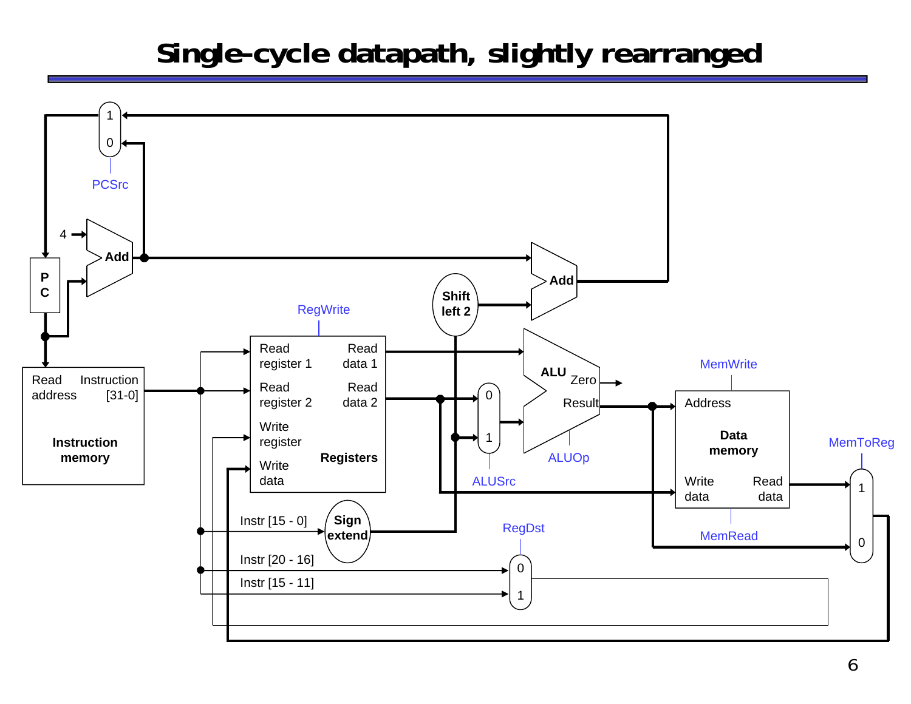# Single-cycle datapath, slightly rearranged

PCSrc

PC

4

Add

Add

Shift left 2

RegWrite

Read address

Instruction [31-0]

Instruction memory

Read register 1

Read register 2

Write register

Write data

Read data 1

Read data 2

Registers

ALU

Zero

Result

ALUOp

ALUSrc

MemWrite

Address

Data memory

Write data

Read data

MemRead

MemToReg

Instr [15 - 0]

Sign extend

Instr [20 - 16]

Instr [15 - 11]

RegDst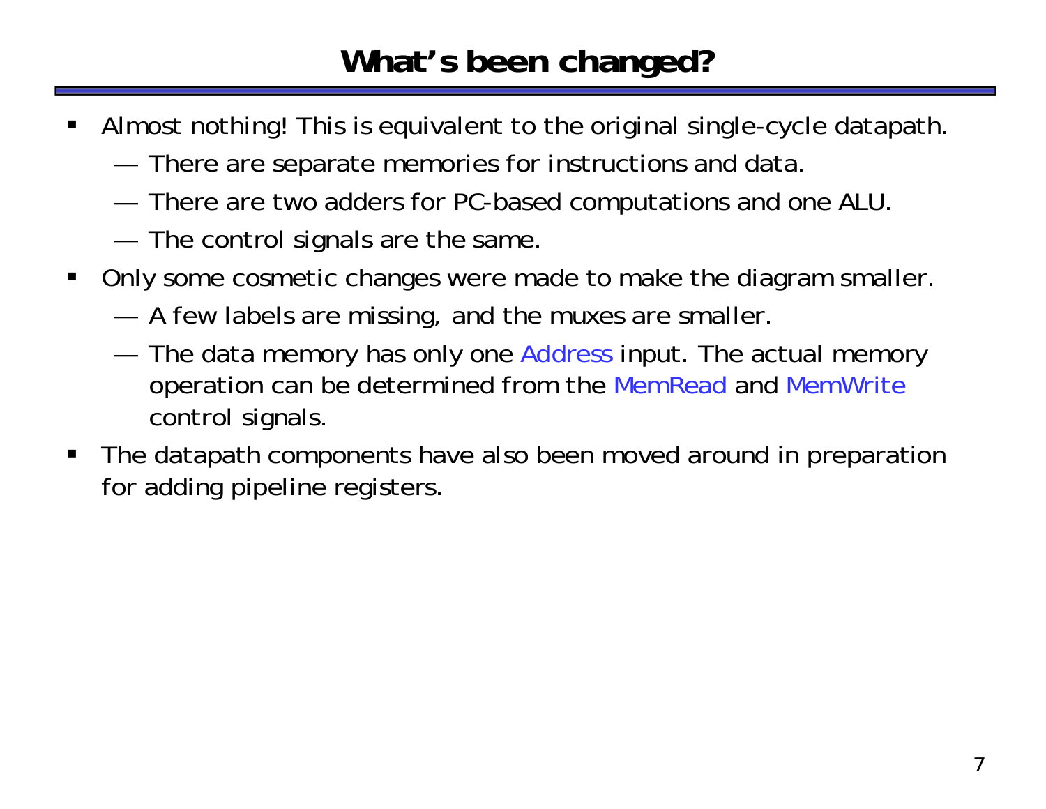# What's been changed?

- Almost nothing! This is equivalent to the original single-cycle datapath.
  - There are separate memories for instructions and data.
  - There are two adders for PC-based computations and one ALU.
  - The control signals are the same.
- Only some cosmetic changes were made to make the diagram smaller.
  - A few labels are missing, and the muxes are smaller.
  - The data memory has only one Address input. The actual memory operation can be determined from the MemRead and MemWrite control signals.
- The datapath components have also been moved around in preparation for adding pipeline registers.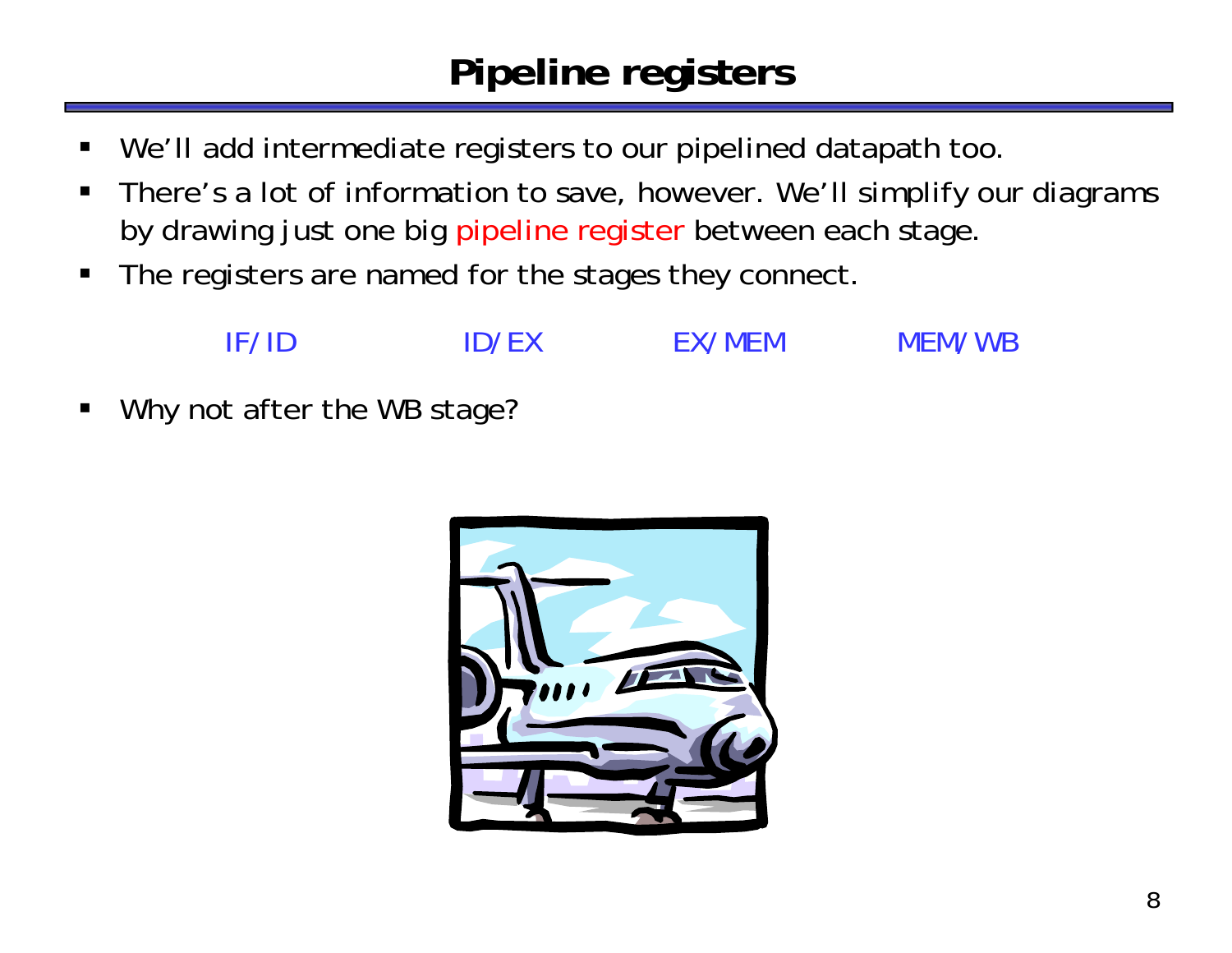# Pipeline registers

- We'll add intermediate registers to our pipelined datapath too.
- There's a lot of information to save, however. We'll simplify our diagrams by drawing just one big pipeline register between each stage.
- The registers are named for the stages they connect.

IF/ID        ID/EX        EX/MEM        MEM/WB

- Why not after the WB stage?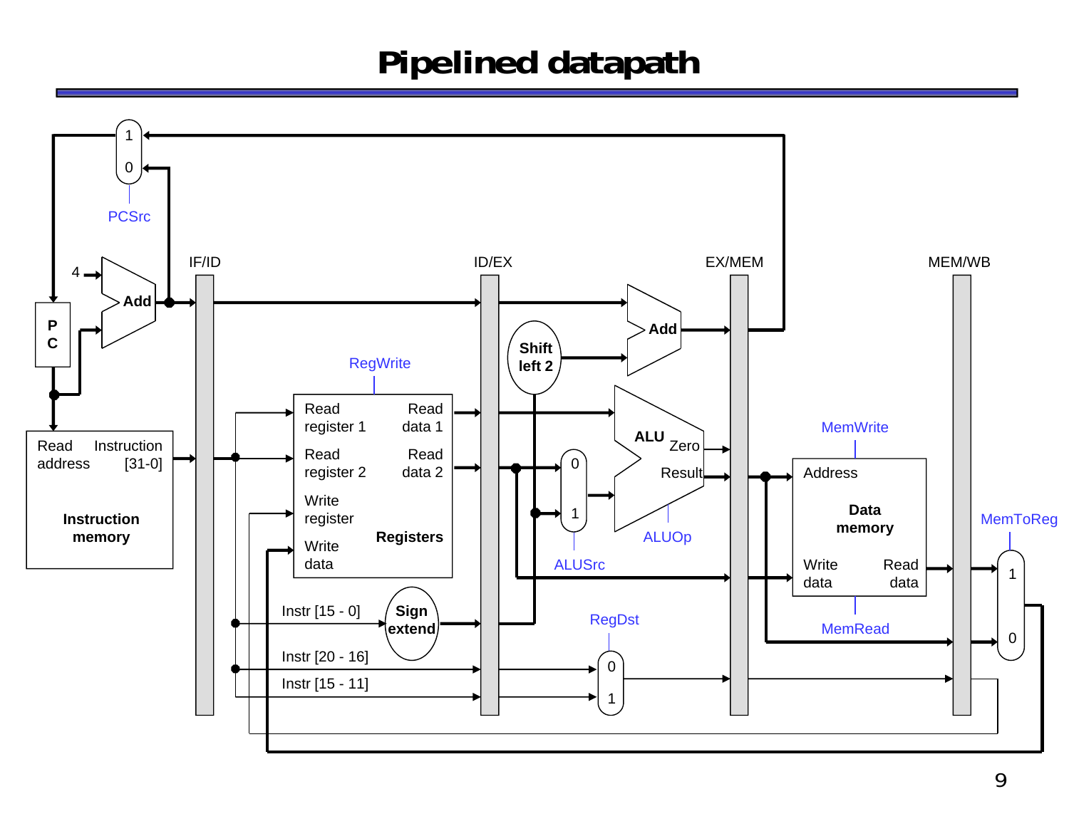# Pipelined datapath

PCSrc

4

Add

PC

IF/ID

ID/EX

EX/MEM

MEM/WB

Add

Shift left 2

RegWrite

Read address

Instruction [31-0]

Instruction memory

Read register 1

Read register 2

Write register

Write data

Read data 1

Read data 2

Registers

ALU

Zero

Result

ALUSrc

ALUOp

MemWrite

Address

Data memory

Write data

Read data

MemRead

MemToReg

Instr [15 - 0]

Sign extend

Instr [20 - 16]

Instr [15 - 11]

RegDst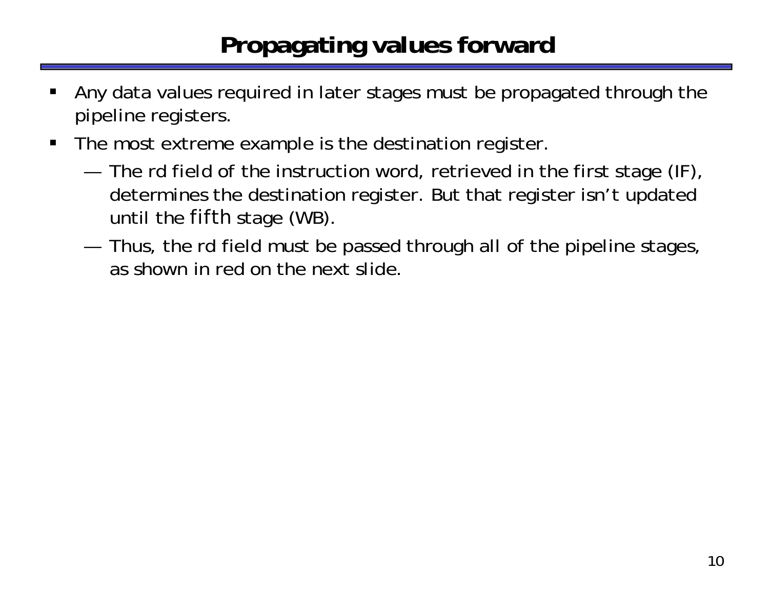# Propagating values forward

- Any data values required in later stages must be propagated through the pipeline registers.
- The most extreme example is the destination register.
  - The rd field of the instruction word, retrieved in the first stage (IF), determines the destination register. But that register isn't updated until the *fifth* stage (WB).
  - Thus, the rd field must be passed through all of the pipeline stages, as shown in red on the next slide.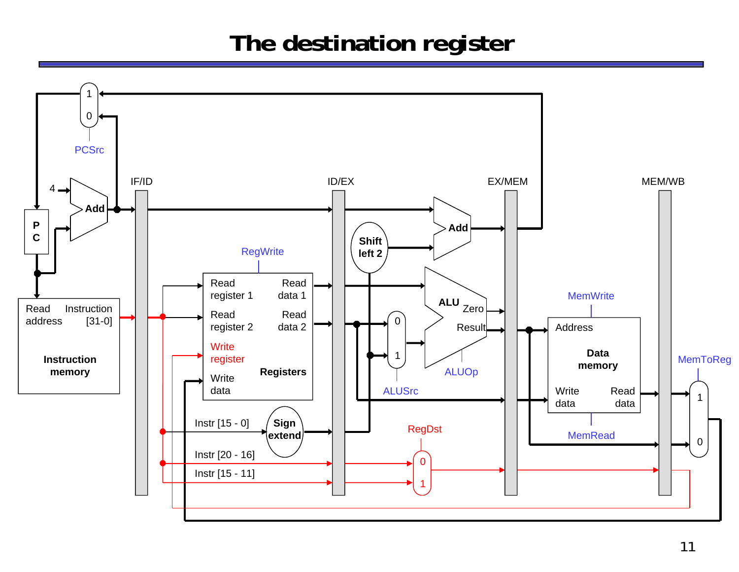# The destination register

PCSrc

IF/ID

ID/EX

EX/MEM

MEM/WB

4

Add

P
C

Read address

Instruction [31-0]

Instruction memory

RegWrite

Read register 1

Read register 2

Write register

Write data

Read data 1

Read data 2

Registers

Shift left 2

Add

ALU

Zero

Result

ALUOp

ALUSrc

Instr [15 - 0]

Sign extend

Instr [20 - 16]

Instr [15 - 11]

RegDst

MemWrite

Address

Data memory

Write data

Read data

MemRead

MemToReg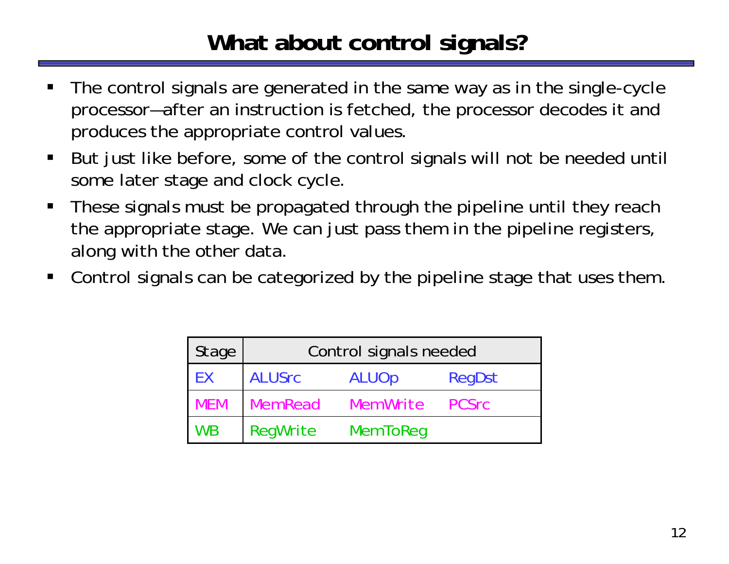# What about control signals?

- The control signals are generated in the same way as in the single-cycle processor—after an instruction is fetched, the processor decodes it and produces the appropriate control values.
- But just like before, some of the control signals will not be needed until some later stage and clock cycle.
- These signals must be propagated through the pipeline until they reach the appropriate stage. We can just pass them in the pipeline registers, along with the other data.
- Control signals can be categorized by the pipeline stage that uses them.

| Stage | Control signals needed | | |
|---|---|---|---|
| EX | ALUSrc | ALUOp | RegDst |
| MEM | MemRead | MemWrite | PCSrc |
| WB | RegWrite | MemToReg | |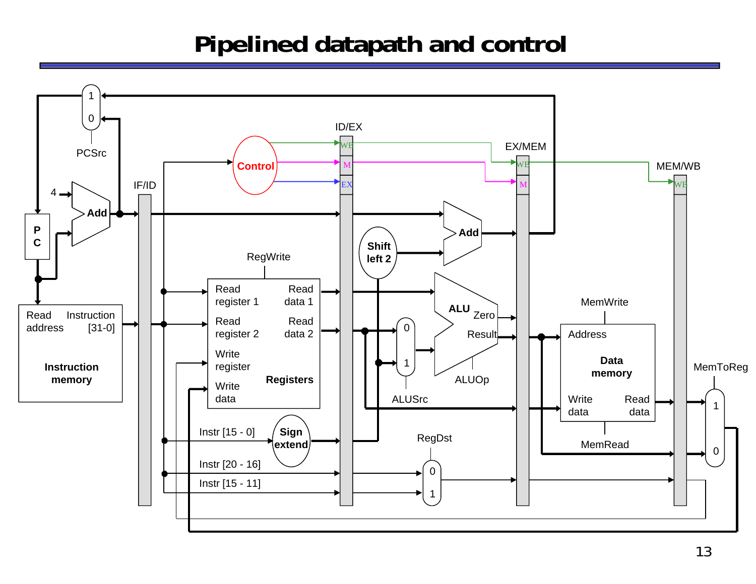# Pipelined datapath and control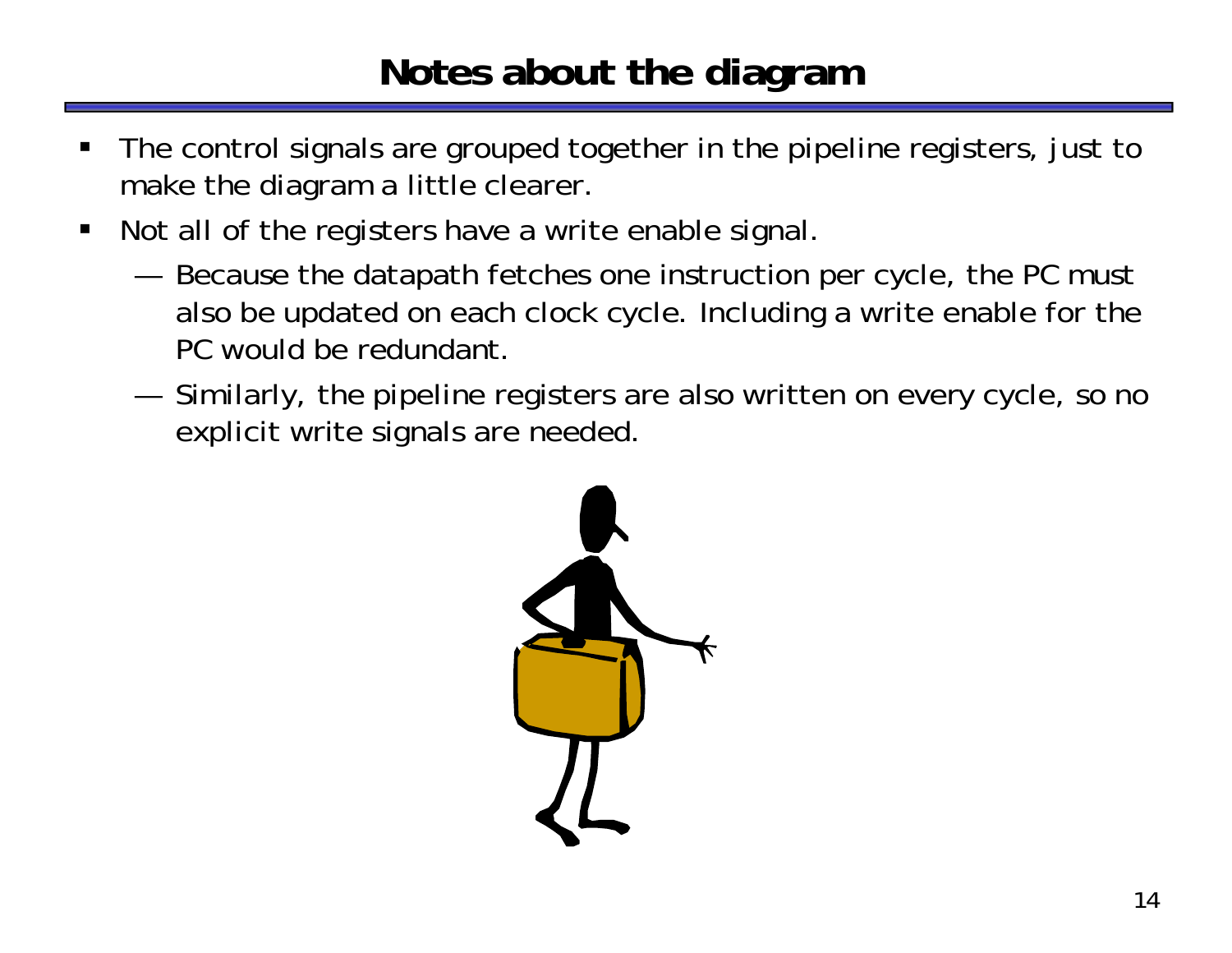# Notes about the diagram

- The control signals are grouped together in the pipeline registers, just to make the diagram a little clearer.
- Not all of the registers have a write enable signal.
  - Because the datapath fetches one instruction per cycle, the PC must also be updated on each clock cycle. Including a write enable for the PC would be redundant.
  - Similarly, the pipeline registers are also written on every cycle, so no explicit write signals are needed.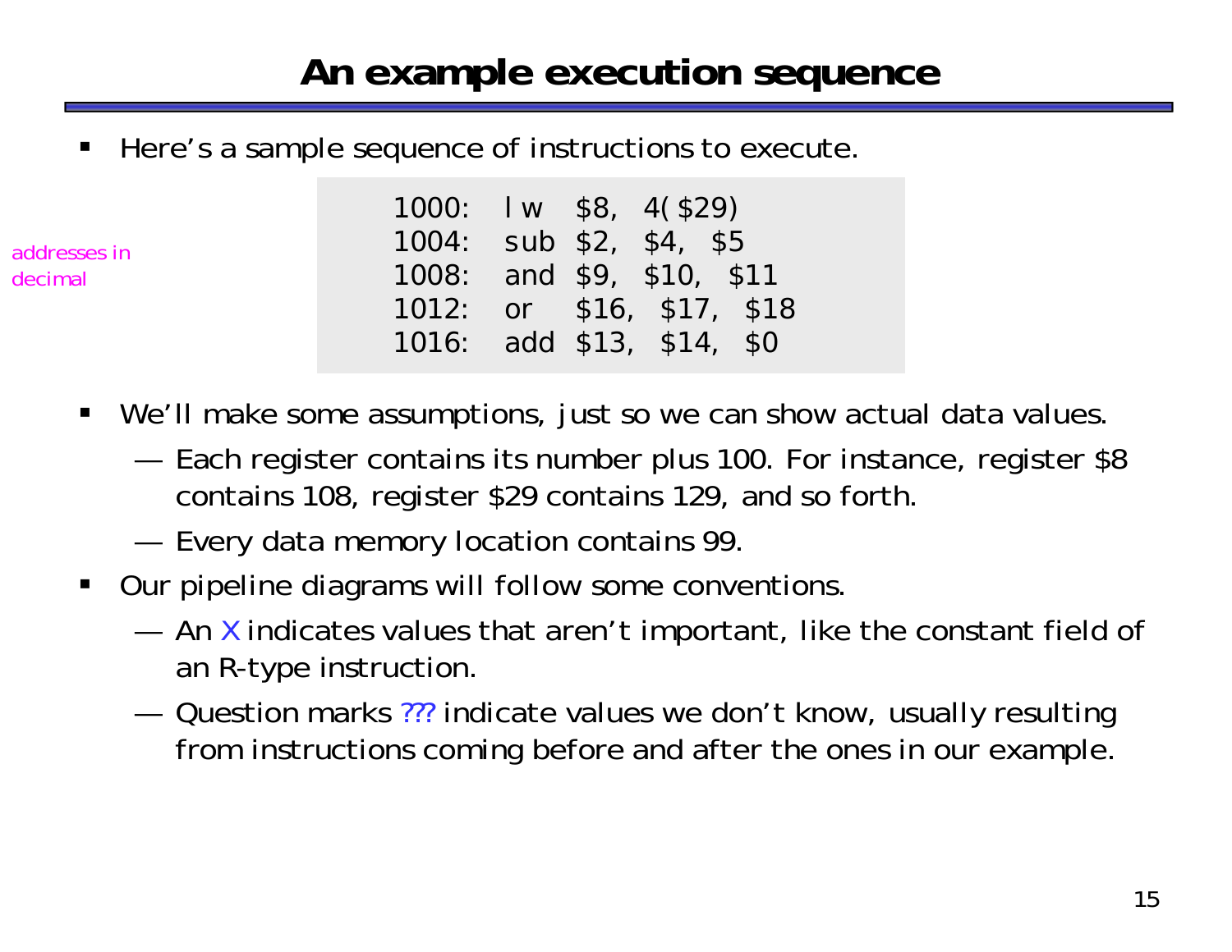# An example execution sequence

- Here's a sample sequence of instructions to execute.

addresses in decimal

```
1000:  lw   $8,  4($29)
1004:  sub  $2,  $4,  $5
1008:  and  $9,  $10,  $11
1012:  or   $16,  $17,  $18
1016:  add  $13,  $14,  $0
```

- We'll make some assumptions, just so we can show actual data values.
  - Each register contains its number plus 100. For instance, register $8 contains 108, register $29 contains 129, and so forth.
  - Every data memory location contains 99.
- Our pipeline diagrams will follow some conventions.
  - An X indicates values that aren't important, like the constant field of an R-type instruction.
  - Question marks ??? indicate values we don't know, usually resulting from instructions coming before and after the ones in our example.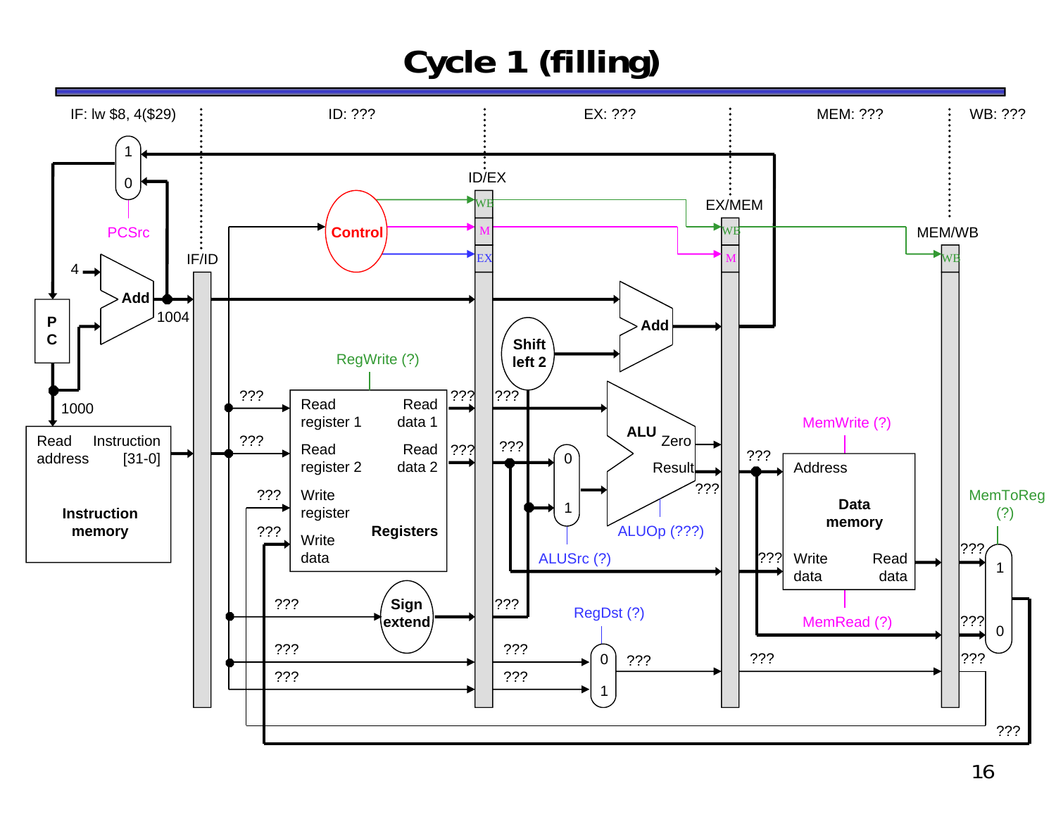# Cycle 1 (filling)

IF: lw $8, 4($29) ID: ??? EX: ??? MEM: ??? WB: ???

IF/ID ID/EX EX/MEM MEM/WB

PCSrc

Control

WB M EX

PC

4

Add

1004

1000

Read address

Instruction [31-0]

Instruction memory

RegWrite (?)

Read register 1

Read register 2

Write register

Write data

Read data 1

Read data 2

Registers

Sign extend

Shift left 2

Add

ALU

Zero

Result

ALUSrc (?)

ALUOp (???)

RegDst (?)

MemWrite (?)

Address

Data memory

Write data

Read data

MemRead (?)

MemToReg (?)

???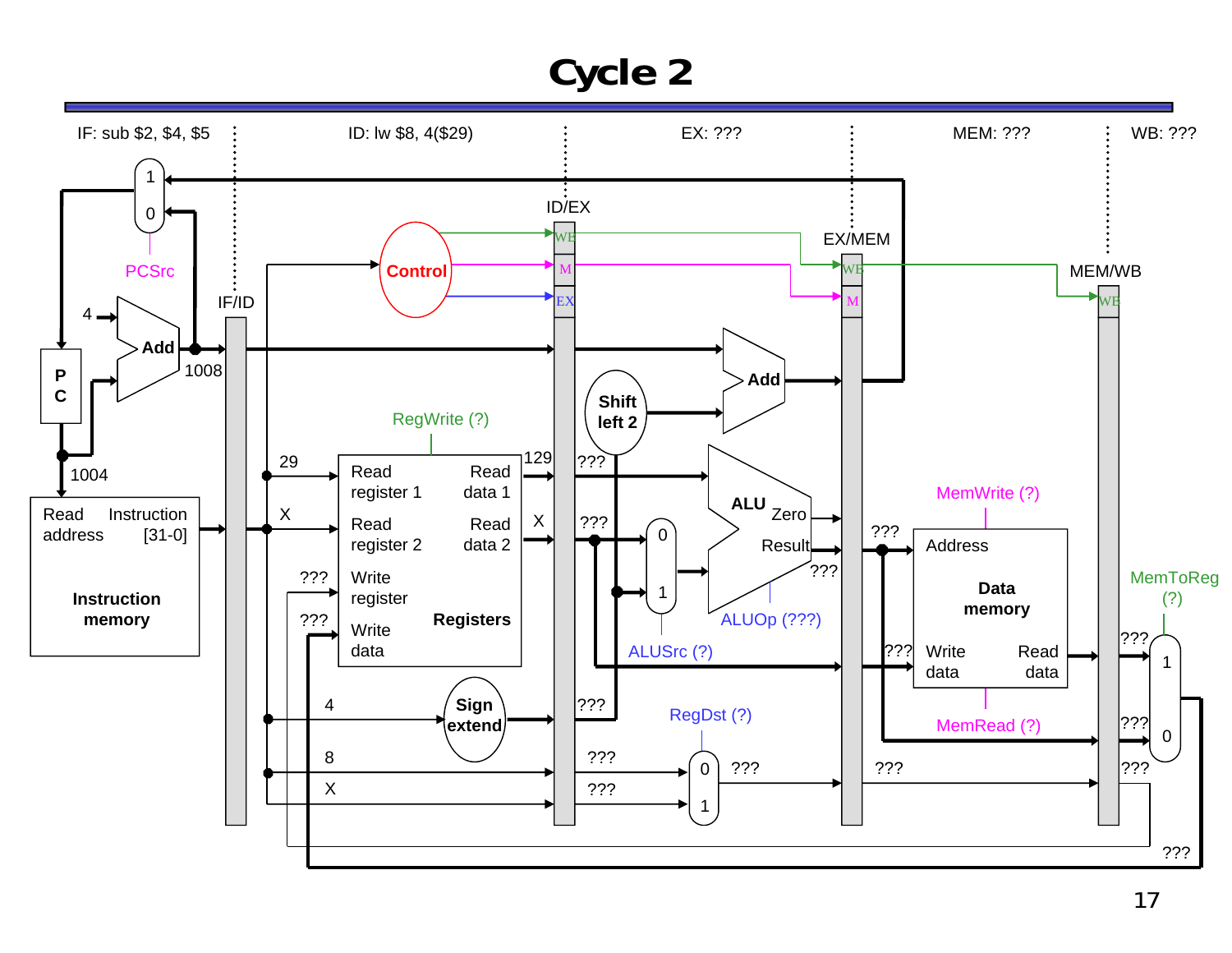# Cycle 2

IF: sub $2, $4, $5

ID: lw $8, 4($29)

EX: ???

MEM: ???

WB: ???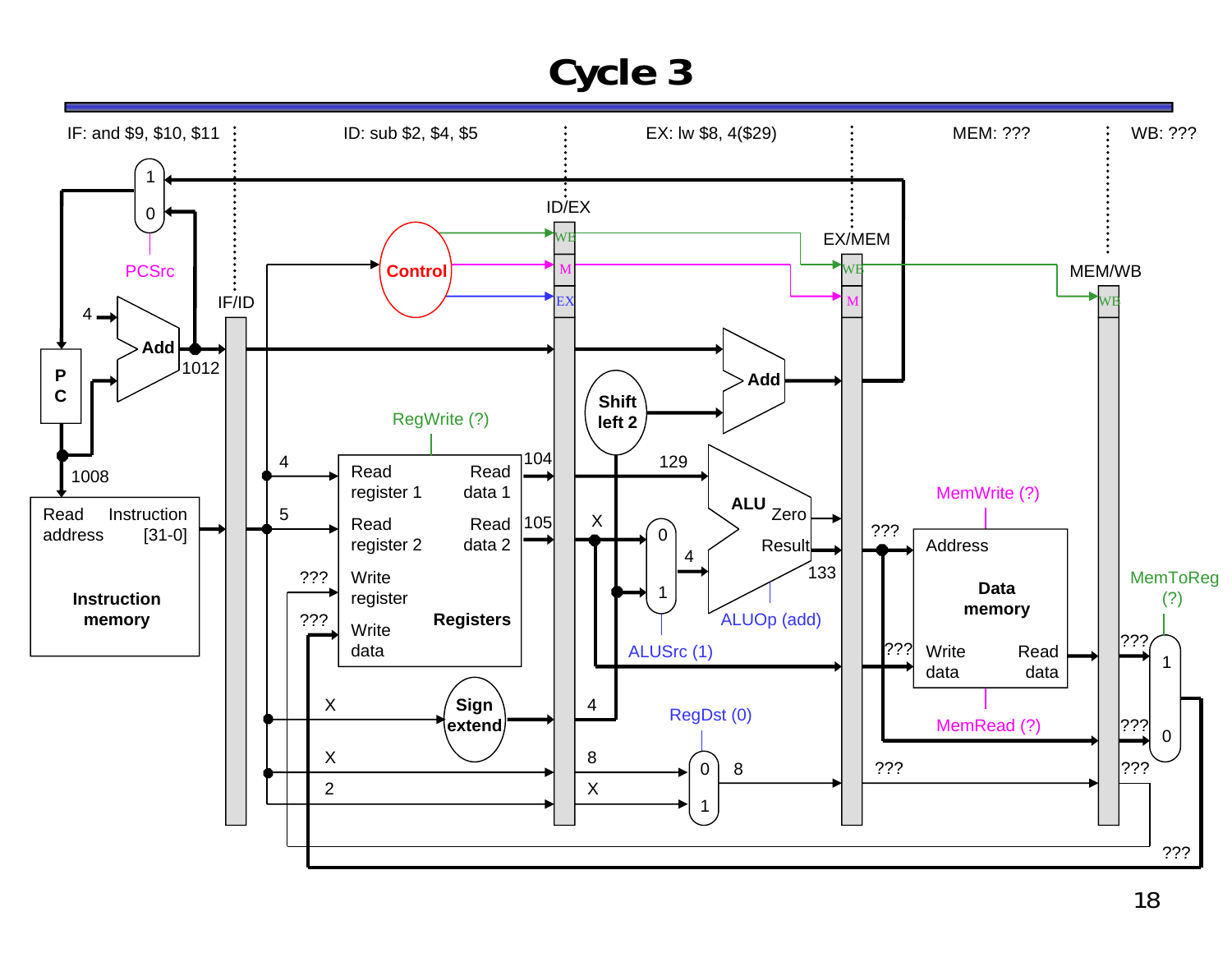# Cycle 3

IF: and $9, $10, $11

ID: sub $2, $4, $5

EX: lw $8, 4($29)

MEM: ???

WB: ???

PCSrc

Control

IF/ID

ID/EX

EX/MEM

MEM/WB

WB

M

EX

4

Add

1012

P C

1008

Read address

Instruction [31-0]

Instruction memory

RegWrite (?)

4

5

???

???

Read register 1

Read register 2

Write register

Write data

Read data 1

Read data 2

Registers

104

105

X

Shift left 2

Add

129

ALU

Zero

Result

4

133

ALUSrc (1)

ALUOp (add)

???

MemWrite (?)

Address

Data memory

Write data

Read data

MemRead (?)

???

MemToReg (?)

???

???

???

X

Sign extend

4

X

8

2

X

RegDst (0)

8

???

???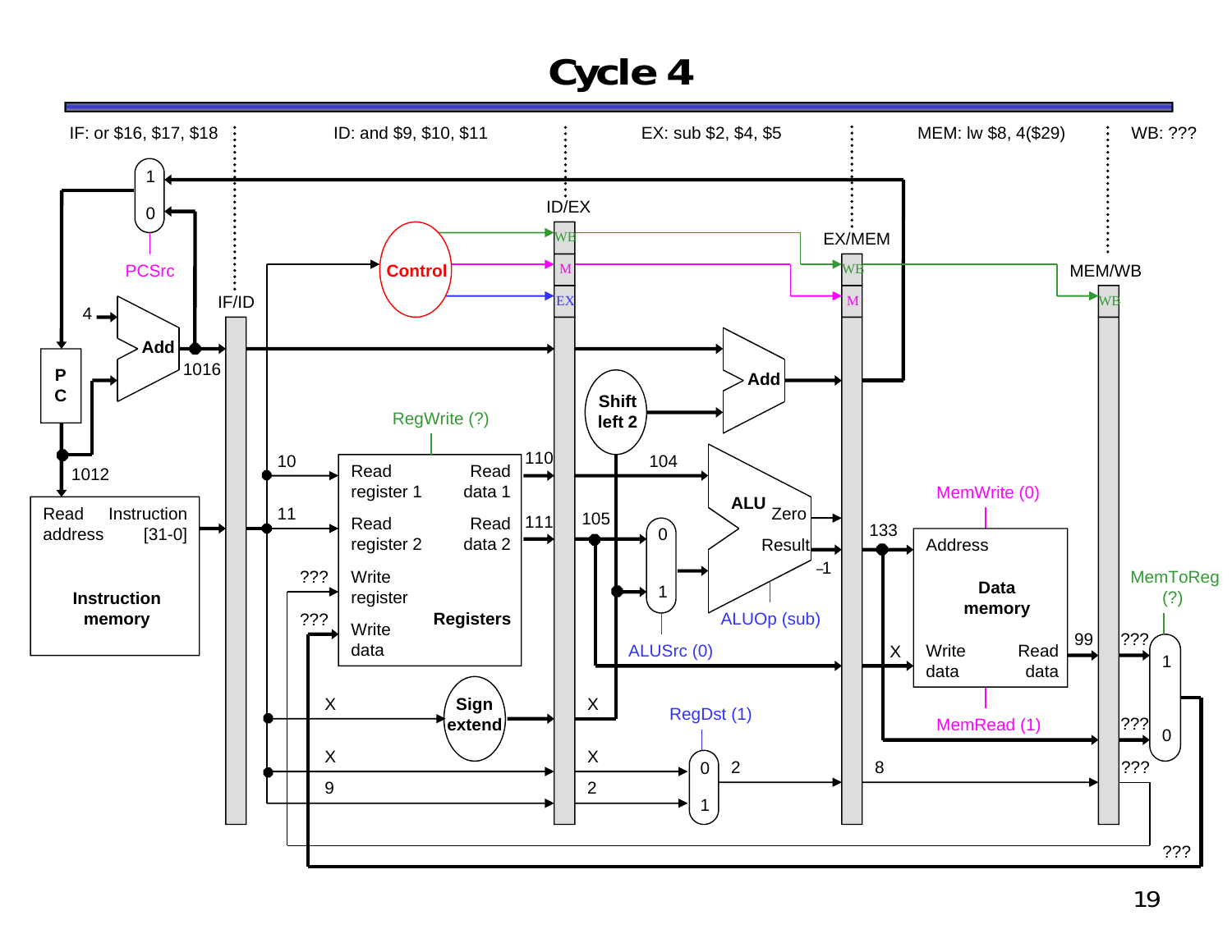# Cycle 4

IF: or $16, $17, $18

ID: and $9, $10, $11

EX: sub $2, $4, $5

MEM: lw $8, 4($29)

WB: ???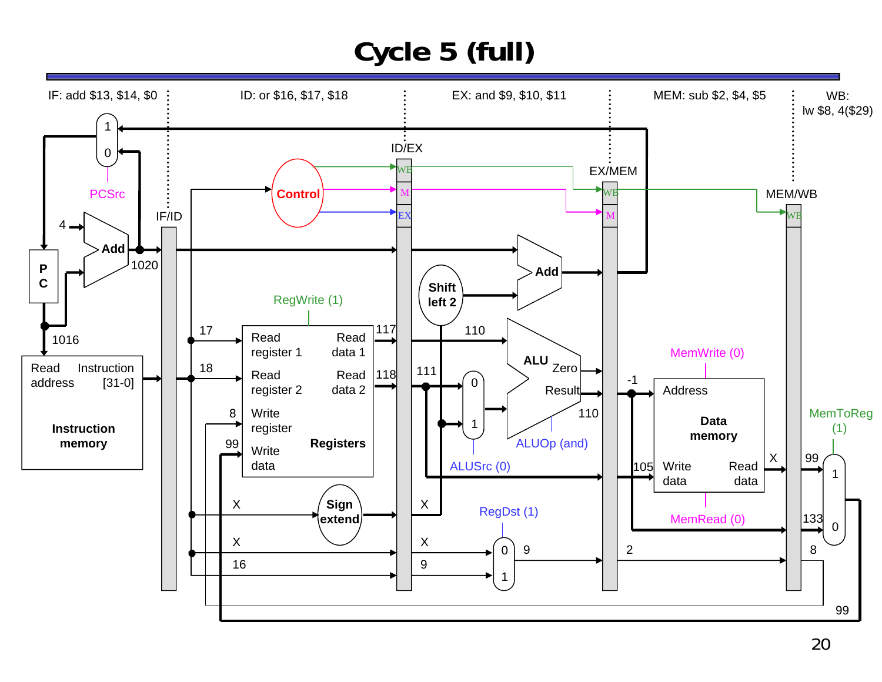# Cycle 5 (full)

IF: add $13, $14, $0

ID: or $16, $17, $18

EX: and $9, $10, $11

MEM: sub $2, $4, $5

WB: lw $8, 4($29)

PCSrc

PC

4

Add

1020

1016

IF/ID

Read address

Instruction [31-0]

Instruction memory

Control

ID/EX

WB

M

EX

RegWrite (1)

17

18

8

99

Read register 1

Read register 2

Write register

Write data

Read data 1

Read data 2

Registers

117

118

X

Sign extend

X

16

X

9

Shift left 2

Add

110

111

ALU

Zero

Result

110

ALUSrc (0)

ALUOp (and)

RegDst (1)

9

EX/MEM

WB

M

-1

105

2

MemWrite (0)

Address

Data memory

Write data

Read data

MemRead (0)

X

MEM/WB

WB

MemToReg (1)

99

133

8

99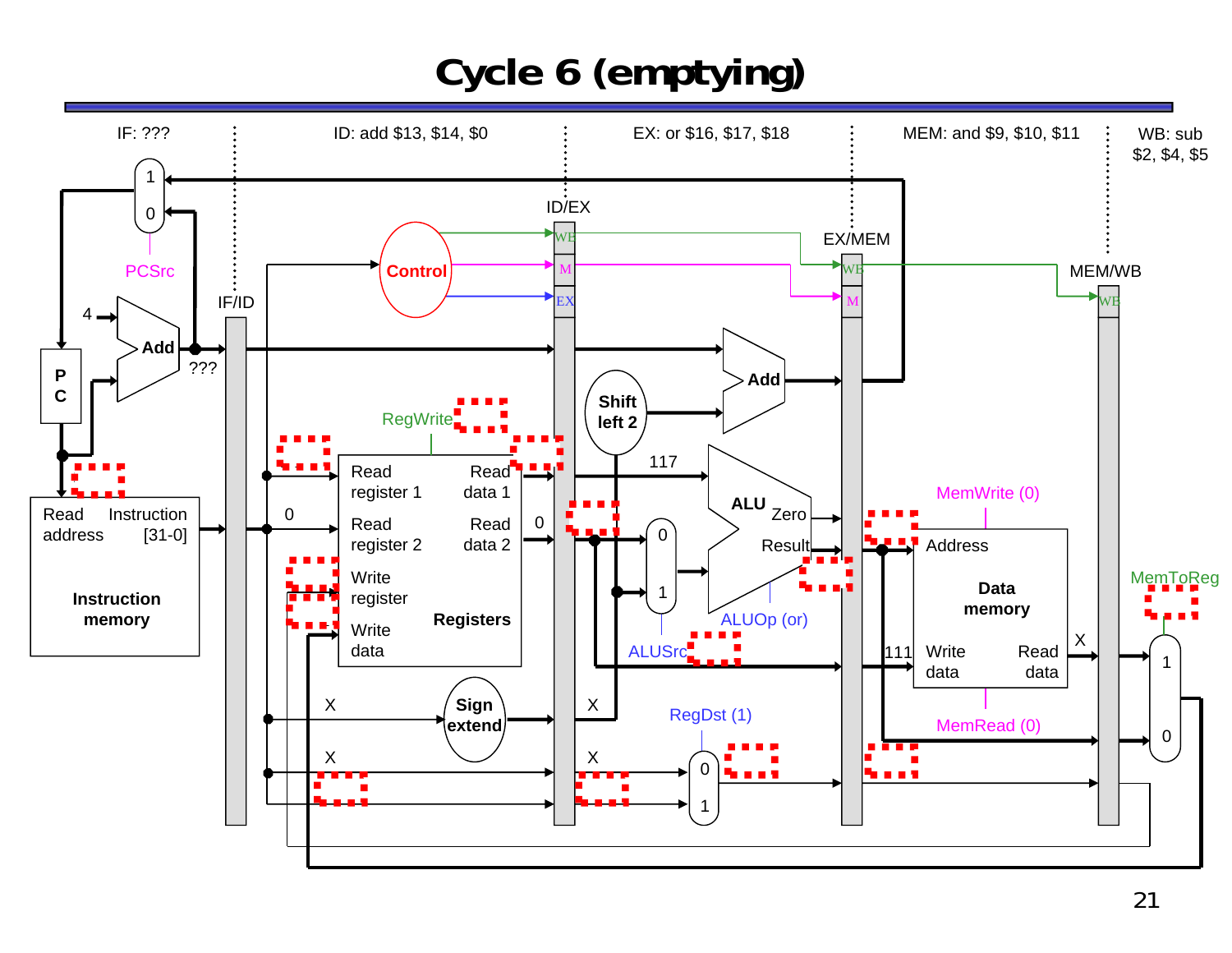# Cycle 6 (emptying)

IF: ???

ID: add $13, $14, $0

EX: or $16, $17, $18

MEM: and $9, $10, $11

WB: sub $2, $4, $5

1
0
PCSrc

ID/EX

EX/MEM

MEM/WB

Control

WB

M

EX

4

Add

???

P C

IF/ID

RegWrite

Shift left 2

Add

117

Read address

Instruction [31-0]

Instruction memory

0

Read register 1

Read register 2

Write register

Write data

Read data 1

Read data 2

Registers

0

0

1

ALU

Zero

Result

ALUOp (or)

ALUSrc

MemWrite (0)

Address

Data memory

Write data

Read data

111

X

MemRead (0)

MemToReg

1

0

X

Sign extend

X

X

X

RegDst (1)

0

1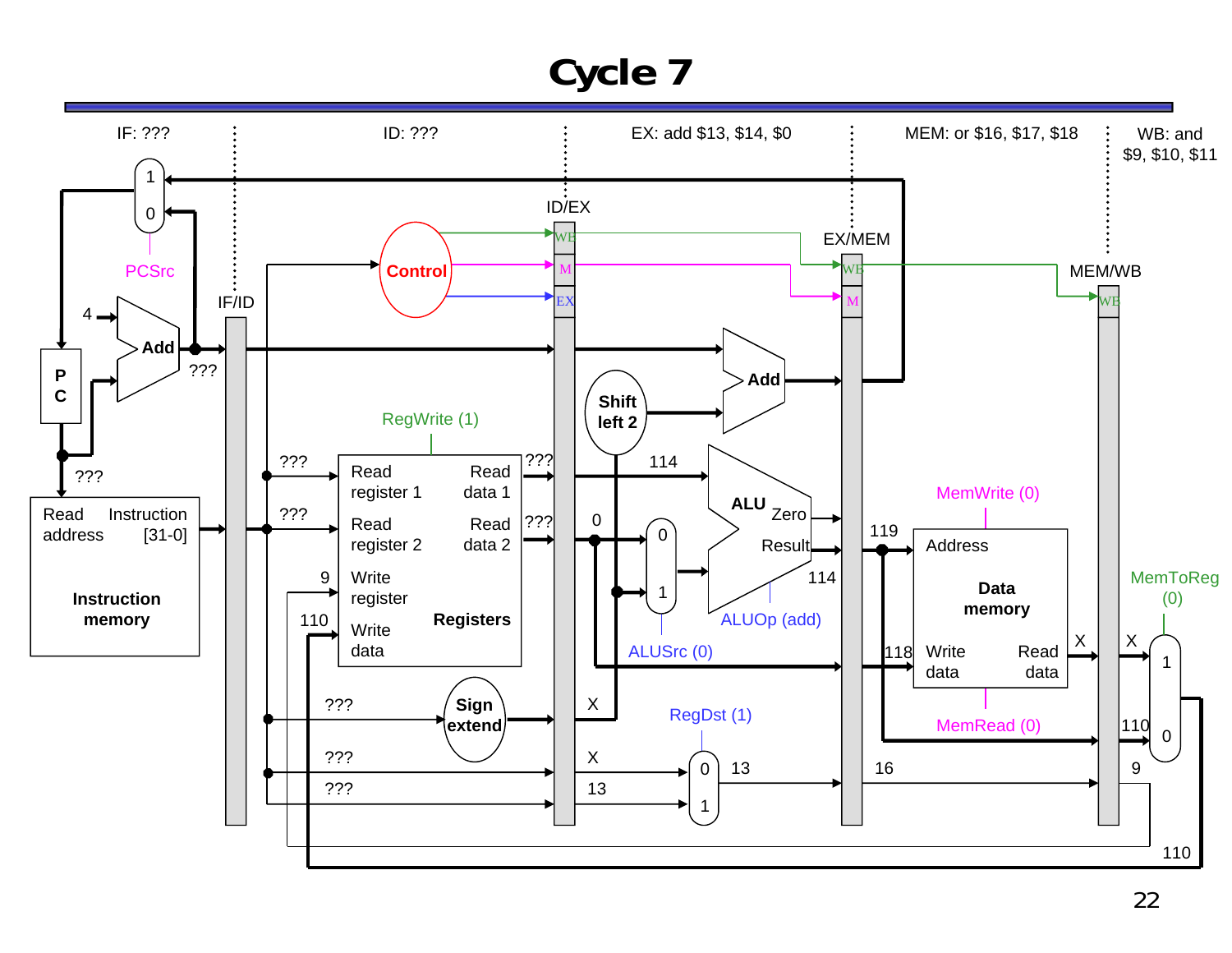# Cycle 7

IF: ???

ID: ???

EX: add $13, $14, $0

MEM: or $16, $17, $18

WB: and $9, $10, $11

PCSrc

Control

RegWrite (1)

ALUSrc (0)

ALUOp (add)

RegDst (1)

MemWrite (0)

MemRead (0)

MemToReg (0)

Instruction memory

Registers

Data memory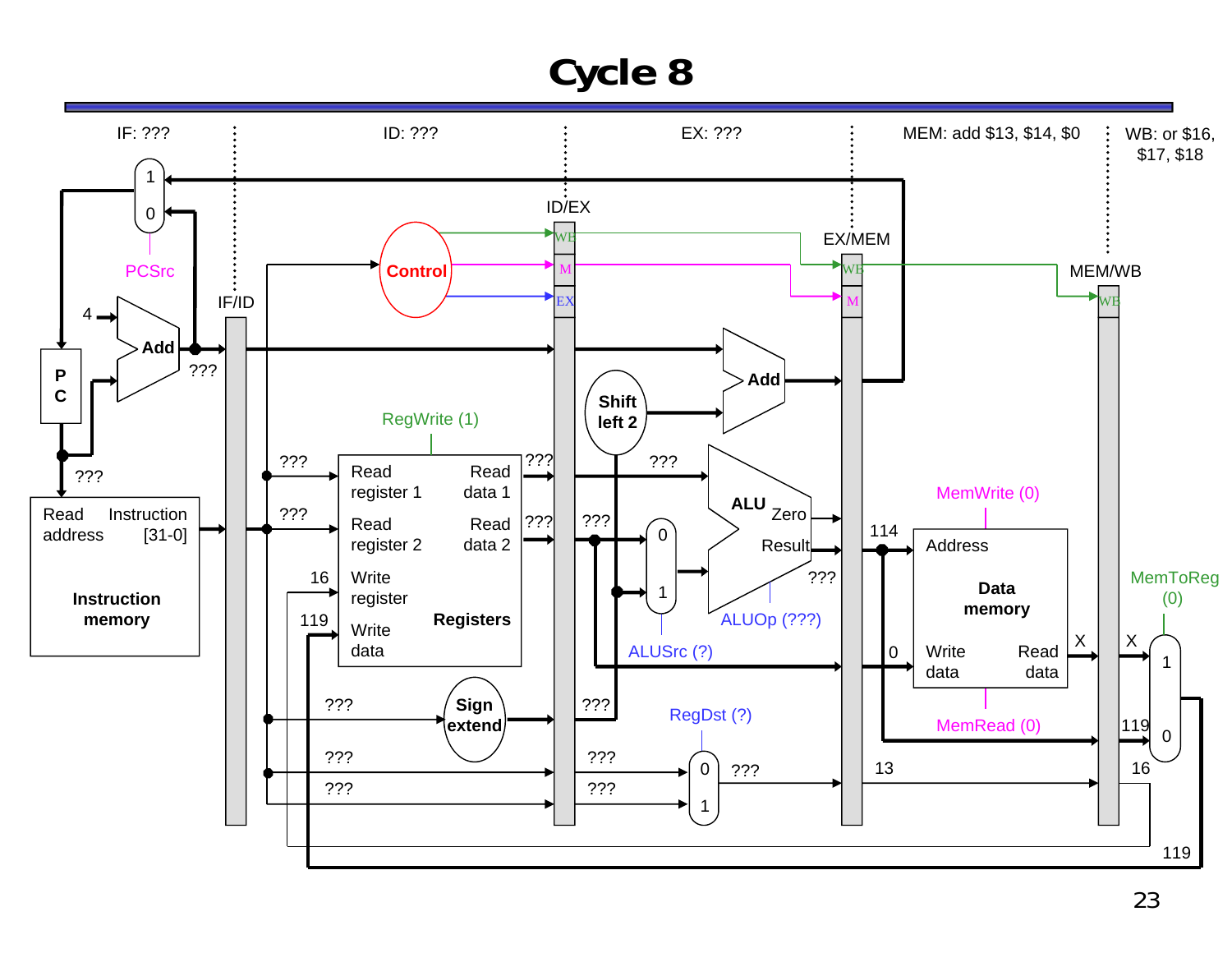# Cycle 8

IF: ???

ID: ???

EX: ???

MEM: add $13, $14, $0

WB: or $16, $17, $18

IF/ID

ID/EX

EX/MEM

MEM/WB

PCSrc

Control

WB

M

EX

4

Add

???

P C

???

Read address

Instruction [31-0]

Instruction memory

RegWrite (1)

???

???

Read register 1

Read register 2

16

Write register

119

Write data

Read data 1

Read data 2

Registers

???

???

Shift left 2

Add

???

???

ALU

Zero

Result

???

ALUSrc (?)

ALUOp (???)

???

Sign extend

???

???

???

???

???

RegDst (?)

???

114

0

13

MemWrite (0)

Address

Data memory

Write data

Read data

MemRead (0)

X

X

119

16

MemToReg (0)

119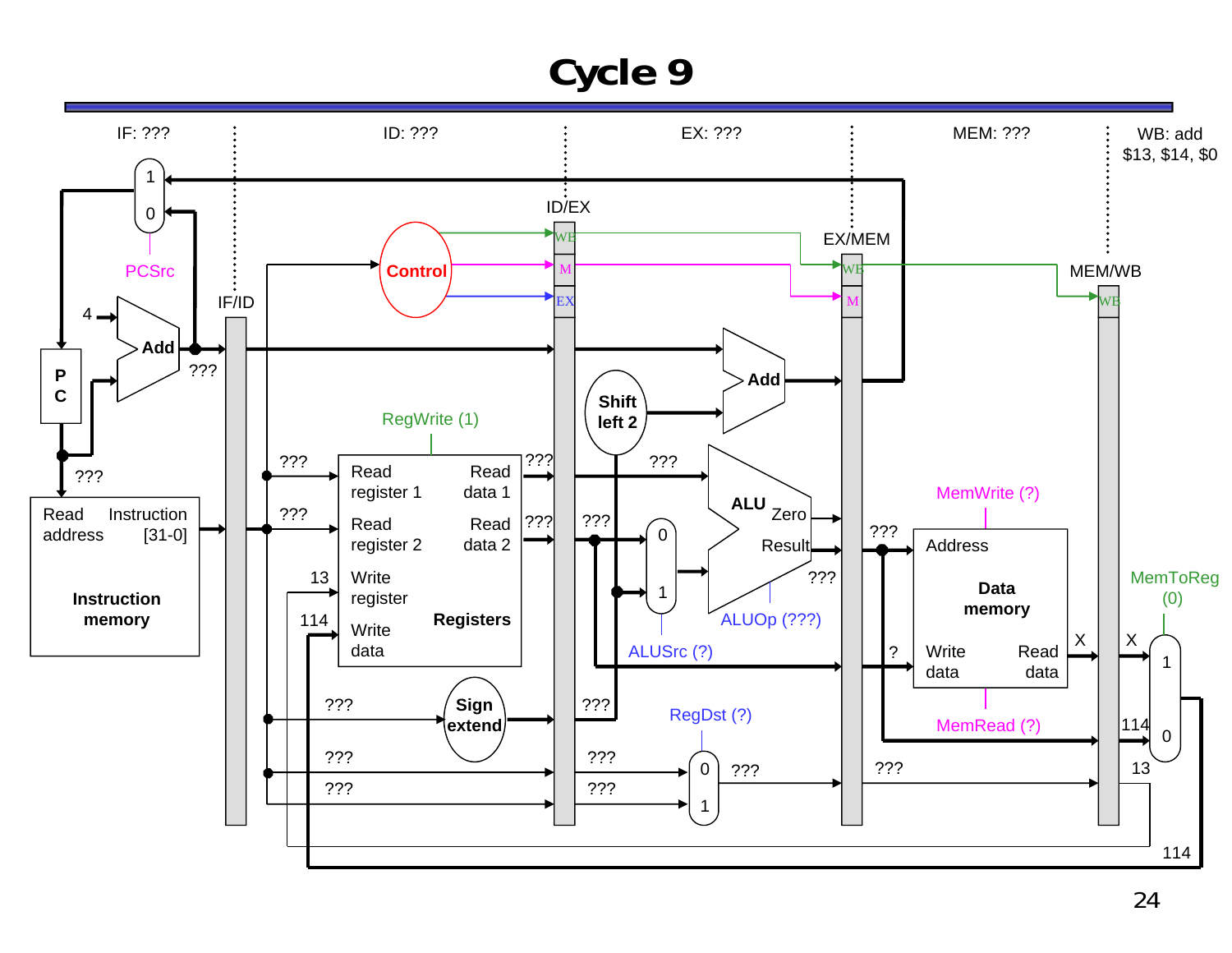# Cycle 9

IF: ???

ID: ???

EX: ???

MEM: ???

WB: add $13, $14, $0

1

0

PCSrc

Control

IF/ID

ID/EX

EX/MEM

MEM/WB

WB

M

EX

WB

M

WB

4

Add

???

P C

???

Read address

Instruction [31-0]

Instruction memory

Add

Shift left 2

RegWrite (1)

???

???

Read register 1

Read register 2

13

Write register

114

Write data

Read data 1

Read data 2

Registers

???

???

???

???

0

1

ALUSrc (?)

ALU

Zero

Result

???

ALUOp (???)

???

MemWrite (?)

Address

Data memory

Write data

Read data

?

MemRead (?)

X

X

MemToReg (0)

1

0

114

13

114

???

Sign extend

???

???

???

???

???

RegDst (?)

0

1

???

???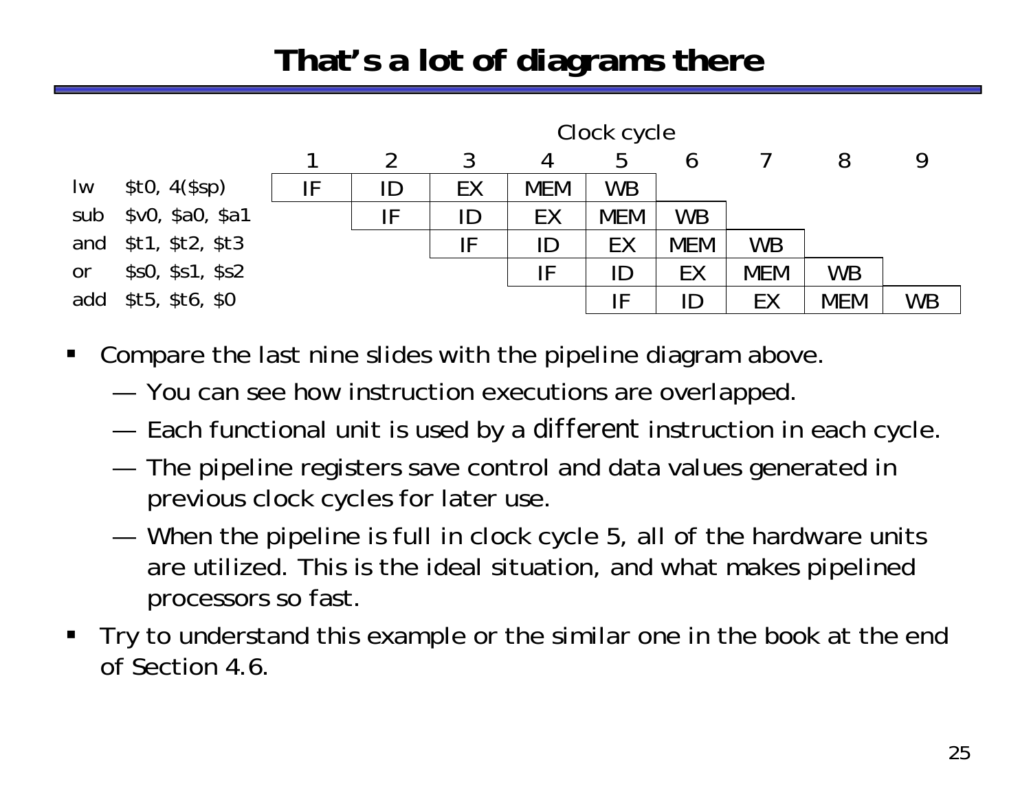# That's a lot of diagrams there

| | Clock cycle | | | | | | | | |
|---|---|---|---|---|---|---|---|---|---|
| | 1 | 2 | 3 | 4 | 5 | 6 | 7 | 8 | 9 |
| lw $t0, 4($sp) | IF | ID | EX | MEM | WB | | | | |
| sub $v0, $a0, $a1 | | IF | ID | EX | MEM | WB | | | |
| and $t1, $t2, $t3 | | | IF | ID | EX | MEM | WB | | |
| or $s0, $s1, $s2 | | | | IF | ID | EX | MEM | WB | |
| add $t5, $t6, $0 | | | | | IF | ID | EX | MEM | WB |

- Compare the last nine slides with the pipeline diagram above.
  - You can see how instruction executions are overlapped.
  - Each functional unit is used by a *different* instruction in each cycle.
  - The pipeline registers save control and data values generated in previous clock cycles for later use.
  - When the pipeline is full in clock cycle 5, all of the hardware units are utilized. This is the ideal situation, and what makes pipelined processors so fast.
- Try to understand this example or the similar one in the book at the end of Section 4.6.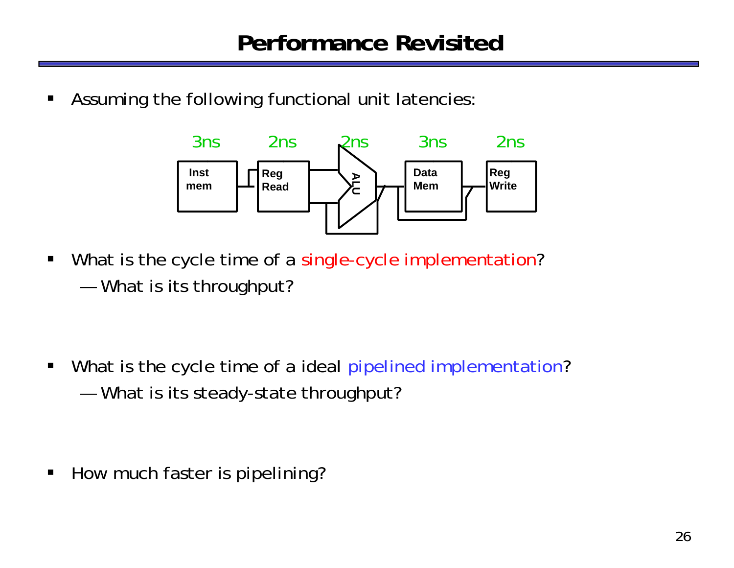# Performance Revisited

- Assuming the following functional unit latencies:

| Inst mem | Reg Read | ALU | Data Mem | Reg Write |
|---|---|---|---|---|
| 3ns | 2ns | 2ns | 3ns | 2ns |

- What is the cycle time of a single-cycle implementation?
  - What is its throughput?

- What is the cycle time of a ideal pipelined implementation?
  - What is its steady-state throughput?

- How much faster is pipelining?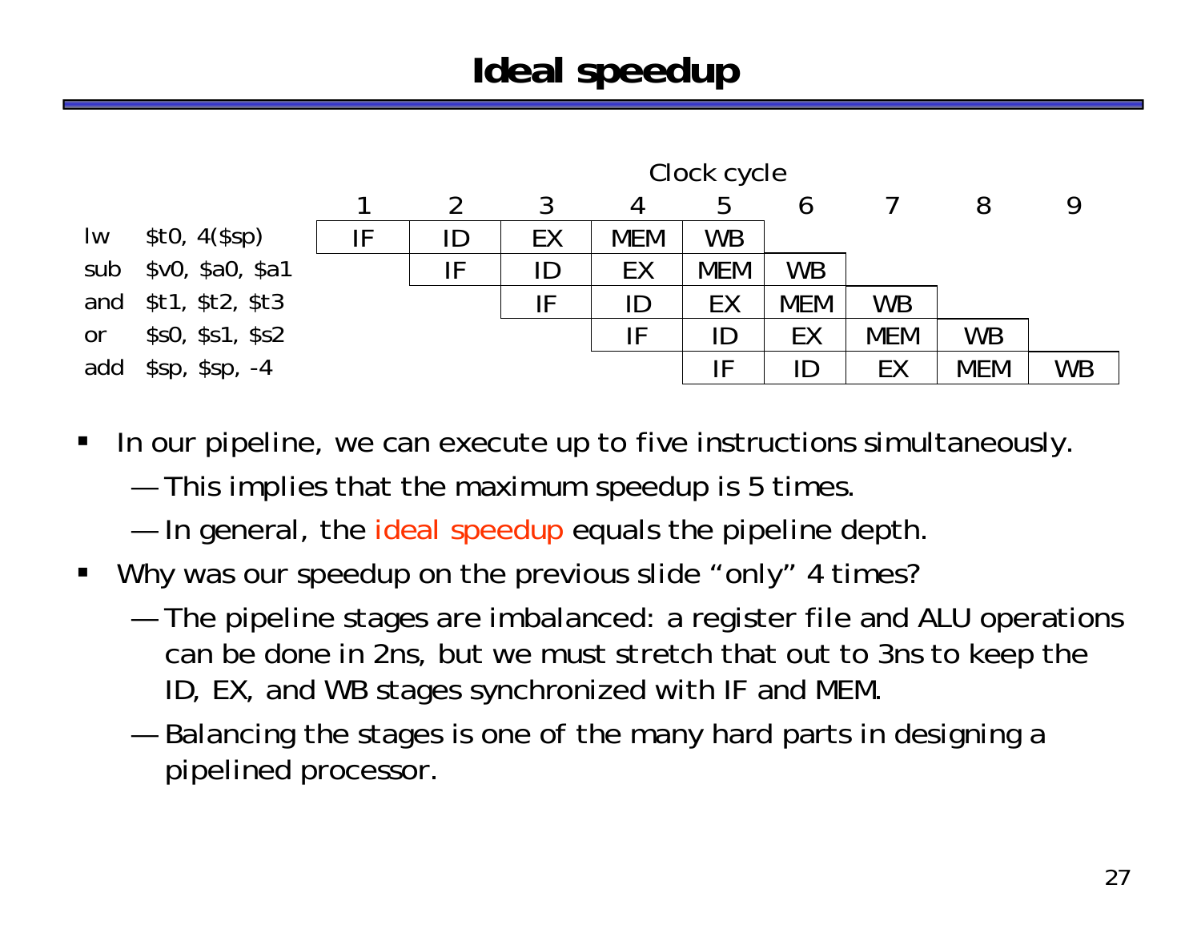# Ideal speedup

| | | Clock cycle | | | | | | | | |
|---|---|---|---|---|---|---|---|---|---|---|
| | | 1 | 2 | 3 | 4 | 5 | 6 | 7 | 8 | 9 |
| lw | $t0, 4($sp) | IF | ID | EX | MEM | WB | | | | |
| sub | $v0, $a0, $a1 | | IF | ID | EX | MEM | WB | | | |
| and | $t1, $t2, $t3 | | | IF | ID | EX | MEM | WB | | |
| or | $s0, $s1, $s2 | | | | IF | ID | EX | MEM | WB | |
| add | $sp, $sp, -4 | | | | | IF | ID | EX | MEM | WB |

- In our pipeline, we can execute up to five instructions simultaneously.
  - This implies that the maximum speedup is 5 times.
  - In general, the ideal speedup equals the pipeline depth.
- Why was our speedup on the previous slide "only" 4 times?
  - The pipeline stages are imbalanced: a register file and ALU operations can be done in 2ns, but we must stretch that out to 3ns to keep the ID, EX, and WB stages synchronized with IF and MEM.
  - Balancing the stages is one of the many hard parts in designing a pipelined processor.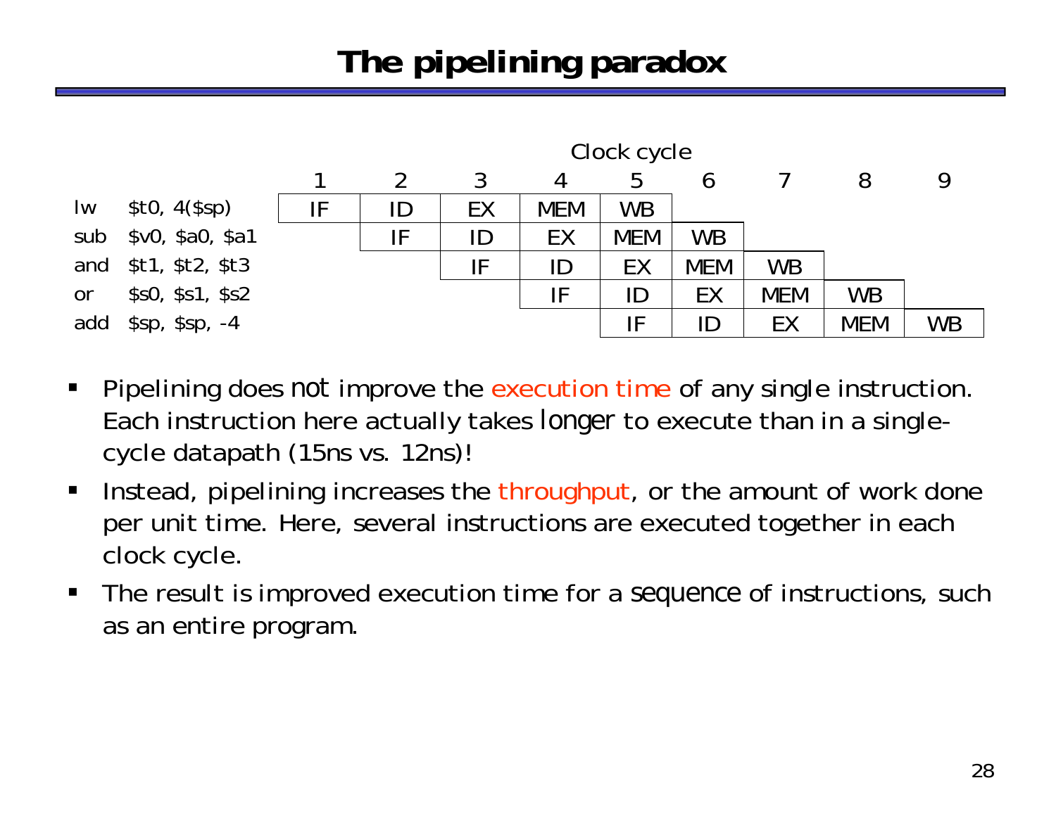# The pipelining paradox

| | Clock cycle | | | | | | | | |
|---|---|---|---|---|---|---|---|---|---|
| | 1 | 2 | 3 | 4 | 5 | 6 | 7 | 8 | 9 |
| lw $t0, 4($sp) | IF | ID | EX | MEM | WB | | | | |
| sub $v0, $a0, $a1 | | IF | ID | EX | MEM | WB | | | |
| and $t1, $t2, $t3 | | | IF | ID | EX | MEM | WB | | |
| or $s0, $s1, $s2 | | | | IF | ID | EX | MEM | WB | |
| add $sp, $sp, -4 | | | | | IF | ID | EX | MEM | WB |

- Pipelining does *not* improve the execution time of any single instruction. Each instruction here actually takes *longer* to execute than in a single-cycle datapath (15ns vs. 12ns)!
- Instead, pipelining increases the throughput, or the amount of work done per unit time. Here, several instructions are executed together in each clock cycle.
- The result is improved execution time for a *sequence* of instructions, such as an entire program.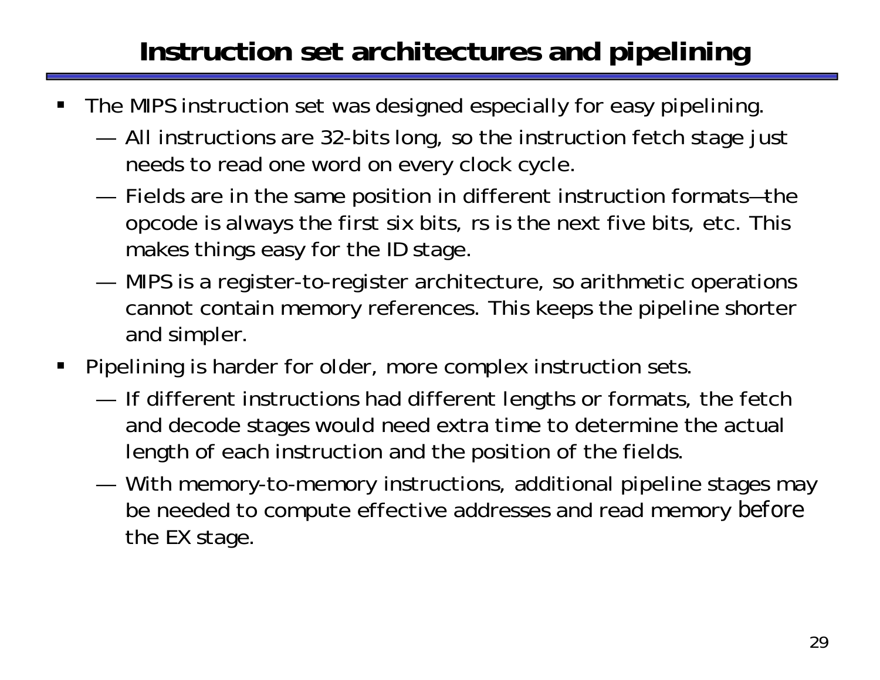# Instruction set architectures and pipelining

- The MIPS instruction set was designed especially for easy pipelining.
  - All instructions are 32-bits long, so the instruction fetch stage just needs to read one word on every clock cycle.
  - Fields are in the same position in different instruction formats—the opcode is always the first six bits, rs is the next five bits, etc. This makes things easy for the ID stage.
  - MIPS is a register-to-register architecture, so arithmetic operations cannot contain memory references. This keeps the pipeline shorter and simpler.
- Pipelining is harder for older, more complex instruction sets.
  - If different instructions had different lengths or formats, the fetch and decode stages would need extra time to determine the actual length of each instruction and the position of the fields.
  - With memory-to-memory instructions, additional pipeline stages may be needed to compute effective addresses and read memory *before* the EX stage.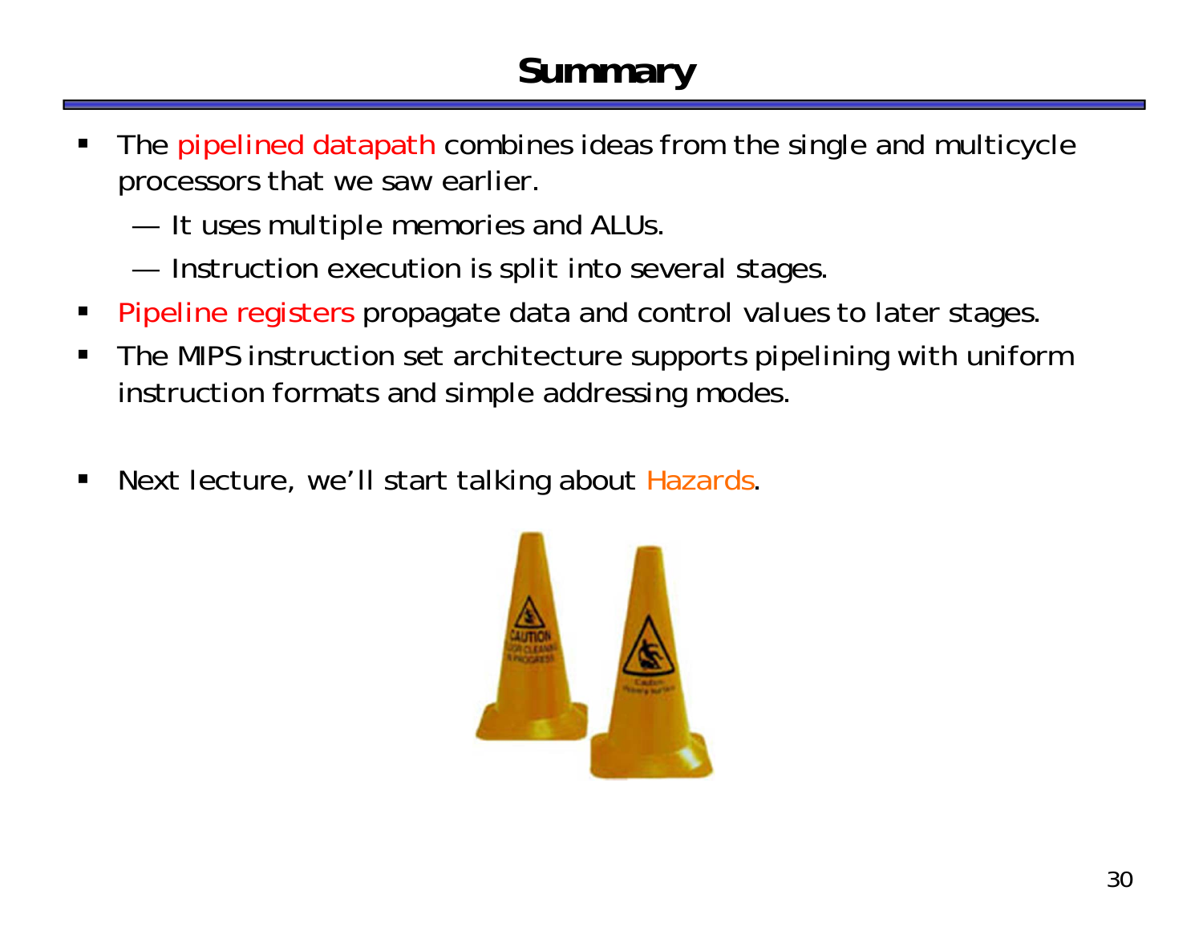# Summary

- The pipelined datapath combines ideas from the single and multicycle processors that we saw earlier.
  - — It uses multiple memories and ALUs.
  - — Instruction execution is split into several stages.
- Pipeline registers propagate data and control values to later stages.
- The MIPS instruction set architecture supports pipelining with uniform instruction formats and simple addressing modes.

- Next lecture, we'll start talking about Hazards.